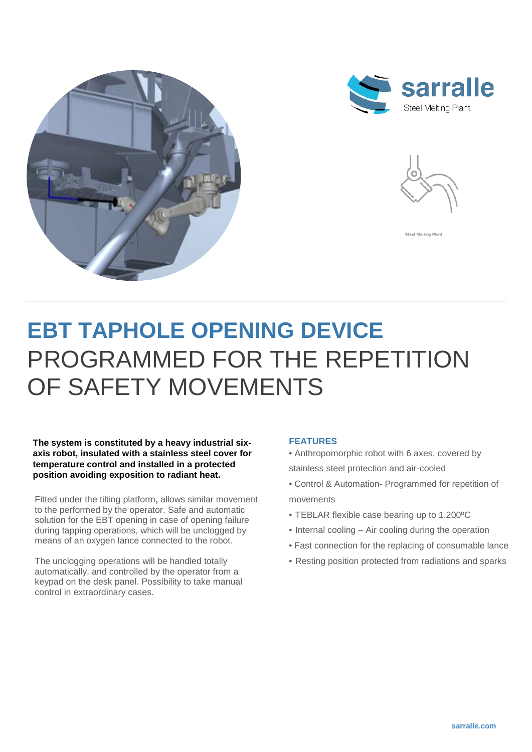sarralle
Steel Melting Plant

# EBT TAPHOLE OPENING DEVICE
# PROGRAMMED FOR THE REPETITION OF SAFETY MOVEMENTS

**The system is constituted by a heavy industrial six-axis robot, insulated with a stainless steel cover for temperature control and installed in a protected position avoiding exposition to radiant heat.**

Fitted under the tilting platform**,** allows similar movement to the performed by the operator. Safe and automatic solution for the EBT opening in case of opening failure during tapping operations, which will be unclogged by means of an oxygen lance connected to the robot.

The unclogging operations will be handled totally automatically, and controlled by the operator from a keypad on the desk panel. Possibility to take manual control in extraordinary cases.

## FEATURES

- Anthropomorphic robot with 6 axes, covered by stainless steel protection and air-cooled
- Control & Automation- Programmed for repetition of movements
- TEBLAR flexible case bearing up to 1.200ºC
- Internal cooling – Air cooling during the operation
- Fast connection for the replacing of consumable lance
- Resting position protected from radiations and sparks

sarralle.com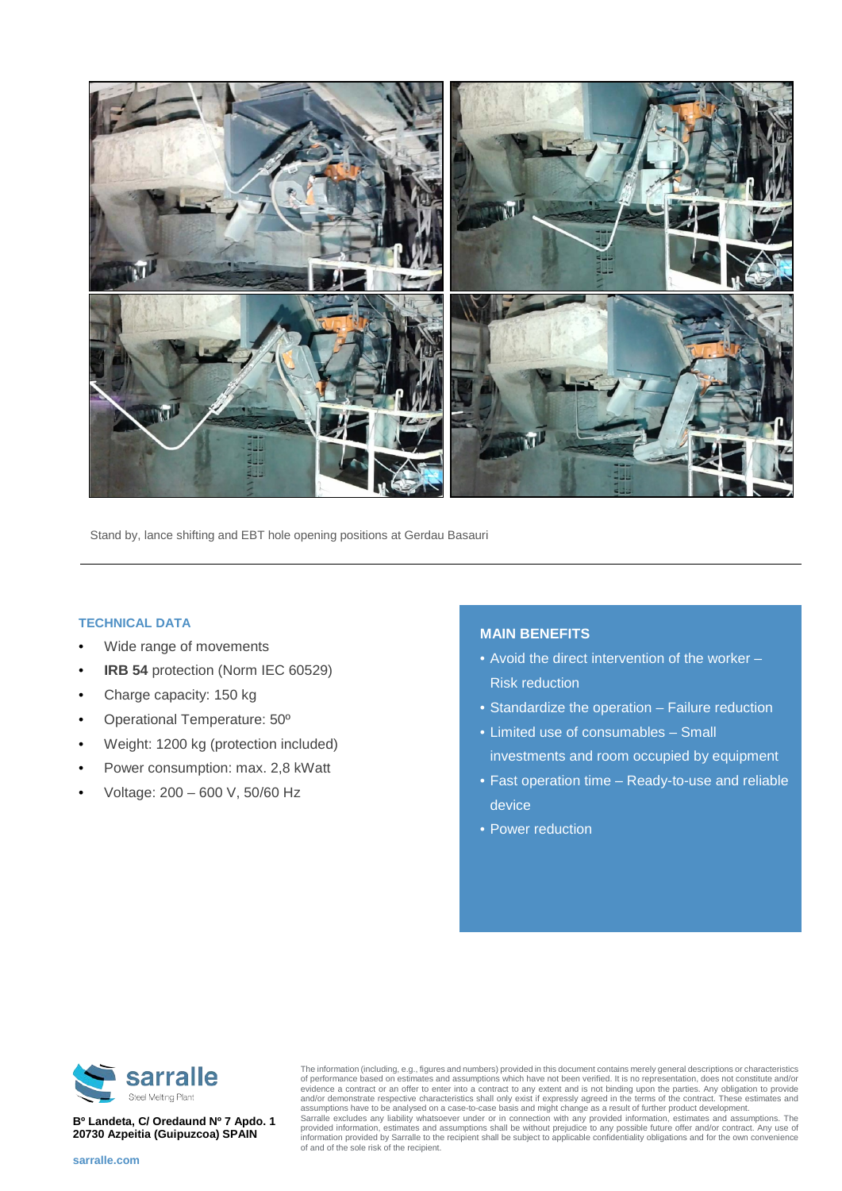Stand by, lance shifting and EBT hole opening positions at Gerdau Basauri

### TECHNICAL DATA

- Wide range of movements
- **IRB 54** protection (Norm IEC 60529)
- Charge capacity: 150 kg
- Operational Temperature: 50º
- Weight: 1200 kg (protection included)
- Power consumption: max. 2,8 kWatt
- Voltage: 200 – 600 V, 50/60 Hz

### MAIN BENEFITS

- Avoid the direct intervention of the worker – Risk reduction
- Standardize the operation – Failure reduction
- Limited use of consumables – Small investments and room occupied by equipment
- Fast operation time – Ready-to-use and reliable device
- Power reduction

sarralle
Steel Melting Plant

**Bº Landeta, C/ Oredaund Nº 7 Apdo. 1**
**20730 Azpeitia (Guipuzcoa) SPAIN**

The information (including, e.g., figures and numbers) provided in this document contains merely general descriptions or characteristics of performance based on estimates and assumptions which have not been verified. It is no representation, does not constitute and/or evidence a contract or an offer to enter into a contract to any extent and is not binding upon the parties. Any obligation to provide and/or demonstrate respective characteristics shall only exist if expressly agreed in the terms of the contract. These estimates and assumptions have to be analysed on a case-to-case basis and might change as a result of further product development.
Sarralle excludes any liability whatsoever under or in connection with any provided information, estimates and assumptions. The provided information, estimates and assumptions shall be without prejudice to any possible future offer and/or contract. Any use of information provided by Sarralle to the recipient shall be subject to applicable confidentiality obligations and for the own convenience of and of the sole risk of the recipient.

sarralle.com